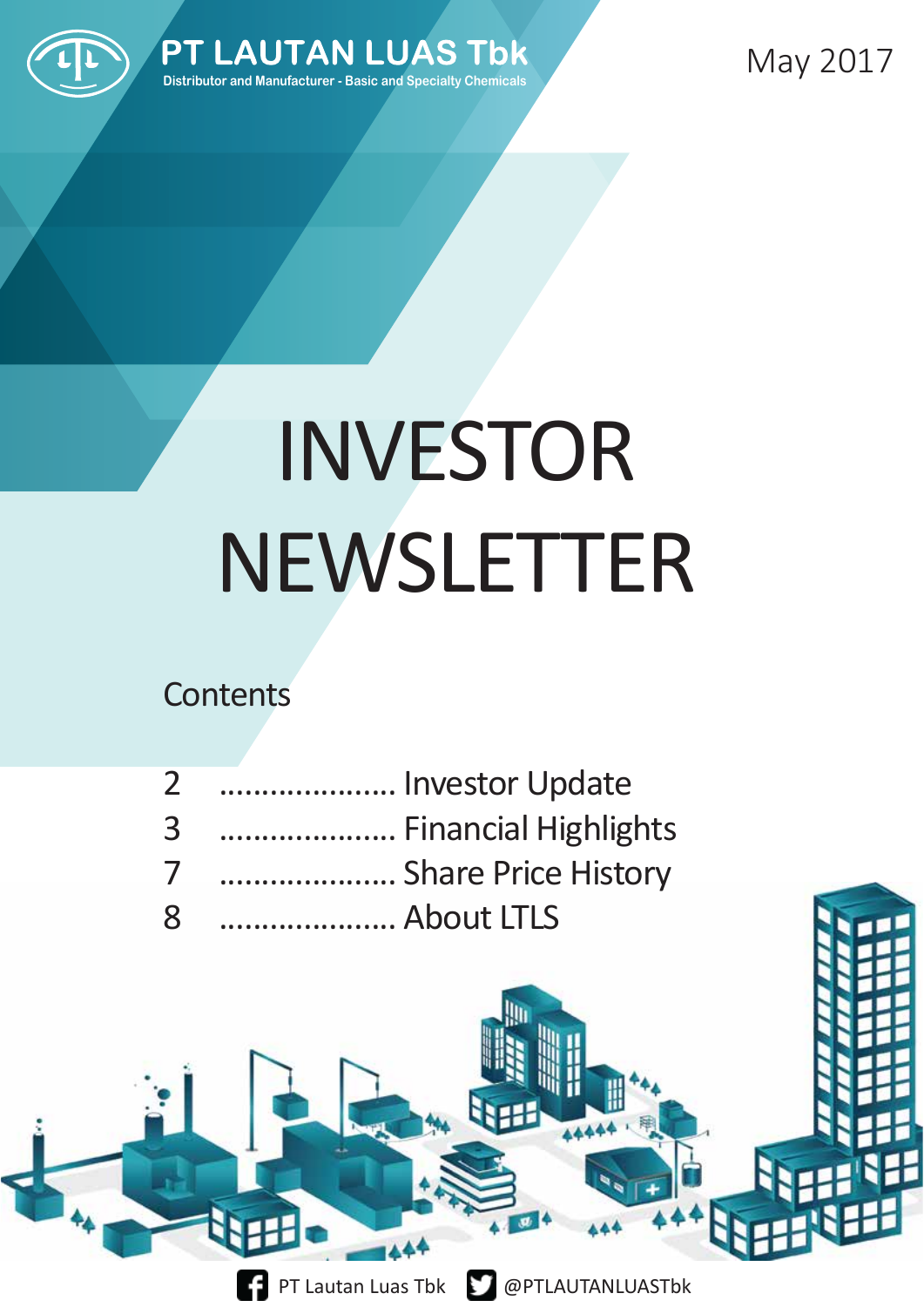PT LAUTAN LUAS Tbk

Distributor and Manufacturer - Basic and Specialty Chemicals

May 2017

# INVESTOR NEWSLETTER

## Contents

2 ..................... Investor Update

3 ..................... Financial Highlights

7 ..................... Share Price History

8 ..................... About LTLS

PT Lautan Luas Tbk @PTLAUTANLUASTbk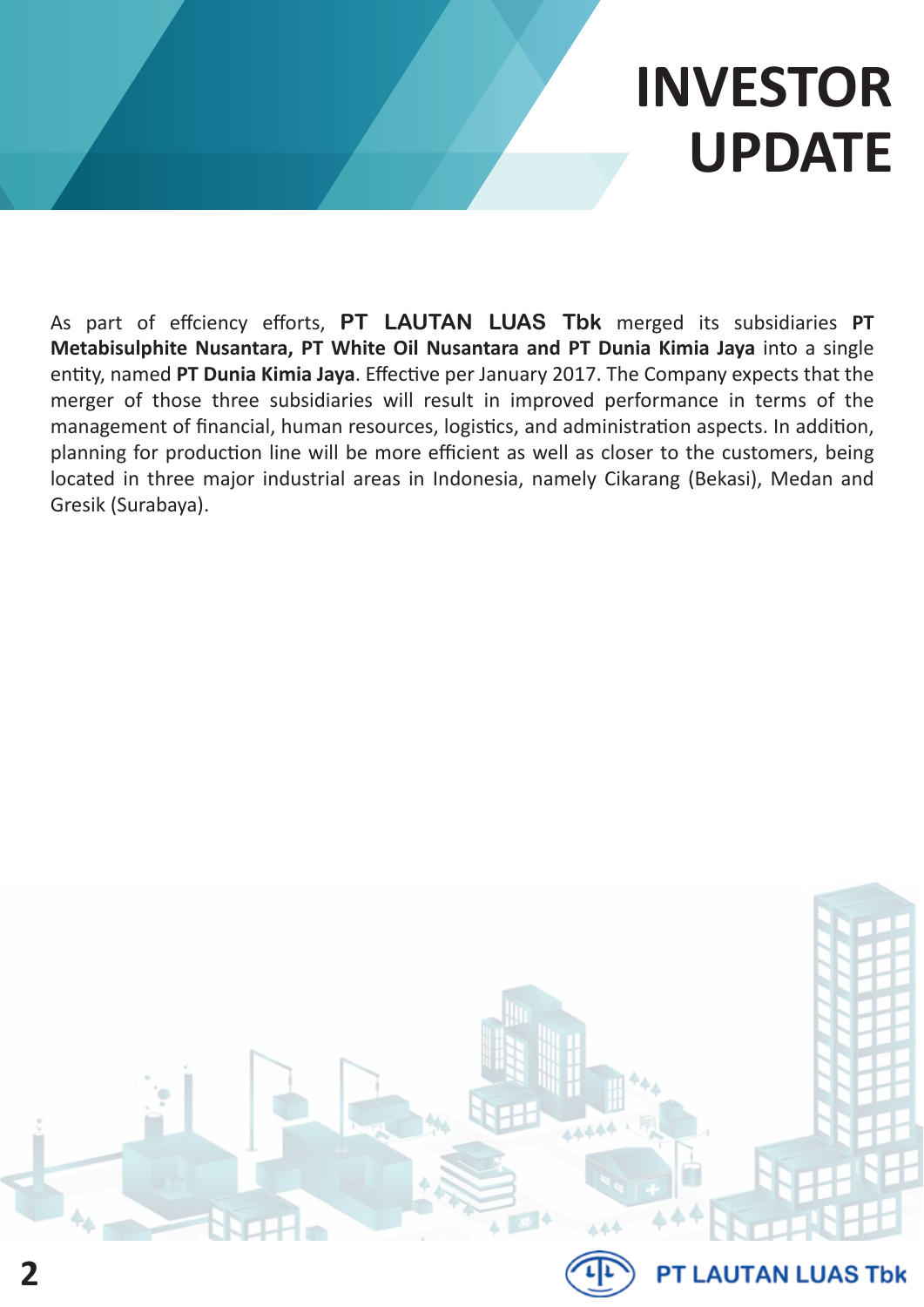# INVESTOR UPDATE

As part of effciency efforts, **PT LAUTAN LUAS Tbk** merged its subsidiaries **PT Metabisulphite Nusantara, PT White Oil Nusantara and PT Dunia Kimia Jaya** into a single entity, named **PT Dunia Kimia Jaya**. Effective per January 2017. The Company expects that the merger of those three subsidiaries will result in improved performance in terms of the management of financial, human resources, logistics, and administration aspects. In addition, planning for production line will be more efficient as well as closer to the customers, being located in three major industrial areas in Indonesia, namely Cikarang (Bekasi), Medan and Gresik (Surabaya).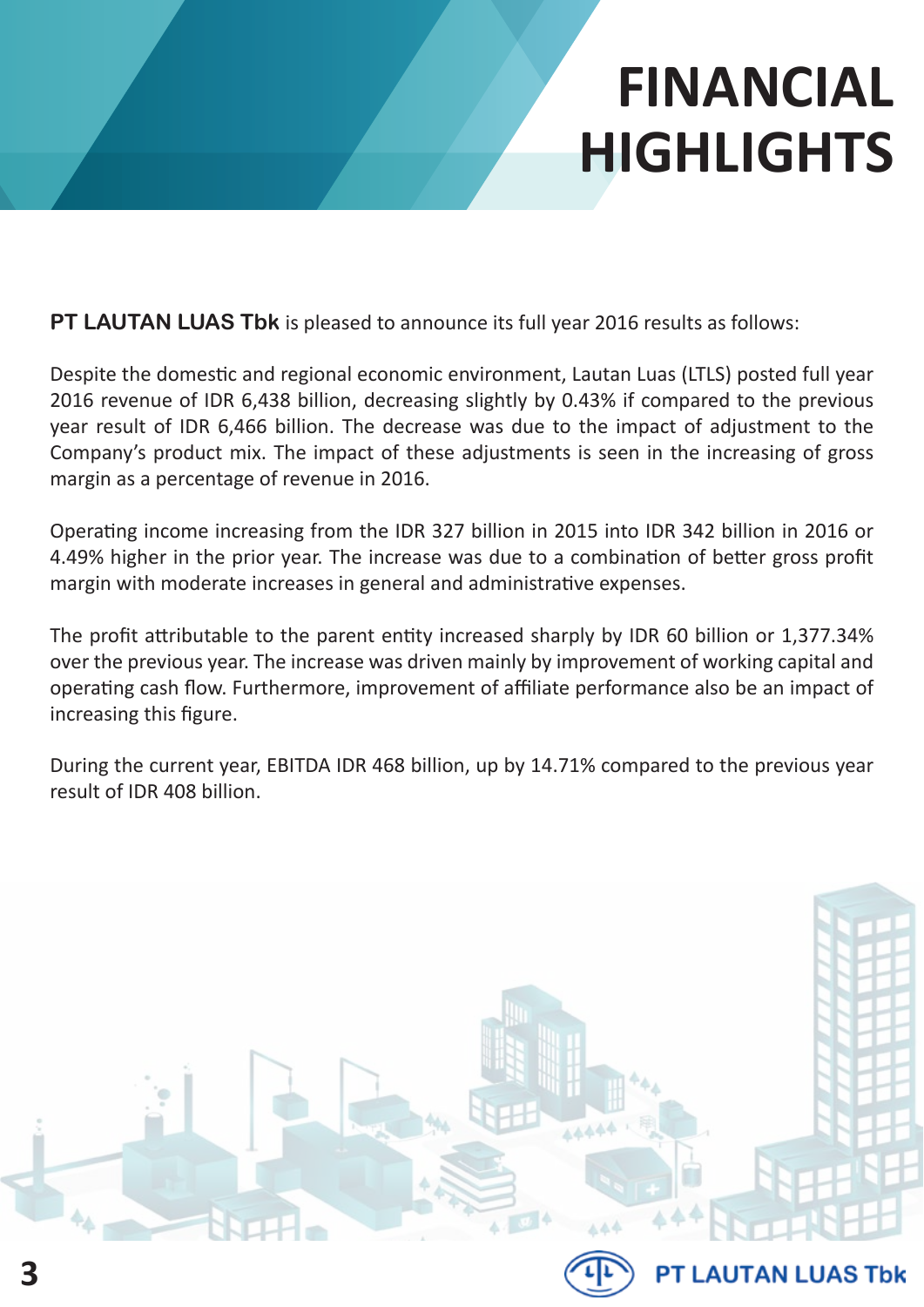# FINANCIAL HIGHLIGHTS

**PT LAUTAN LUAS Tbk** is pleased to announce its full year 2016 results as follows:

Despite the domestic and regional economic environment, Lautan Luas (LTLS) posted full year 2016 revenue of IDR 6,438 billion, decreasing slightly by 0.43% if compared to the previous year result of IDR 6,466 billion. The decrease was due to the impact of adjustment to the Company's product mix. The impact of these adjustments is seen in the increasing of gross margin as a percentage of revenue in 2016.

Operating income increasing from the IDR 327 billion in 2015 into IDR 342 billion in 2016 or 4.49% higher in the prior year. The increase was due to a combination of better gross profit margin with moderate increases in general and administrative expenses.

The profit attributable to the parent entity increased sharply by IDR 60 billion or 1,377.34% over the previous year. The increase was driven mainly by improvement of working capital and operating cash flow. Furthermore, improvement of affiliate performance also be an impact of increasing this figure.

During the current year, EBITDA IDR 468 billion, up by 14.71% compared to the previous year result of IDR 408 billion.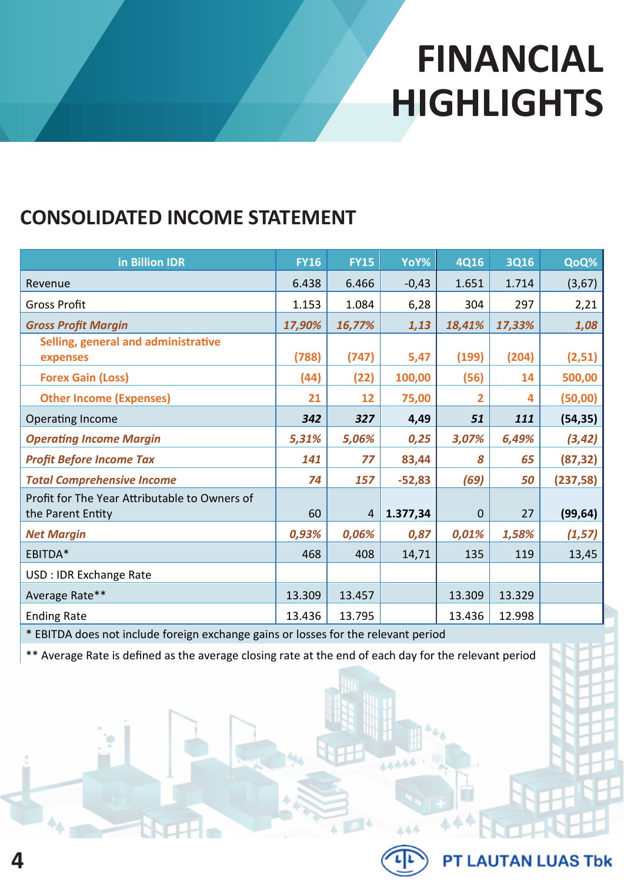# FINANCIAL HIGHLIGHTS

## CONSOLIDATED INCOME STATEMENT

| in Billion IDR | FY16 | FY15 | YoY% | 4Q16 | 3Q16 | QoQ% |
|---|---|---|---|---|---|---|
| Revenue | 6.438 | 6.466 | -0,43 | 1.651 | 1.714 | (3,67) |
| Gross Profit | 1.153 | 1.084 | 6,28 | 304 | 297 | 2,21 |
| ***Gross Profit Margin*** | ***17,90%*** | ***16,77%*** | ***1,13*** | ***18,41%*** | ***17,33%*** | ***1,08*** |
| **Selling, general and administrative expenses** | **(788)** | **(747)** | **5,47** | **(199)** | **(204)** | **(2,51)** |
| **Forex Gain (Loss)** | **(44)** | **(22)** | **100,00** | **(56)** | **14** | **500,00** |
| **Other Income (Expenses)** | **21** | **12** | **75,00** | **2** | **4** | **(50,00)** |
| Operating Income | ***342*** | ***327*** | **4,49** | ***51*** | ***111*** | **(54,35)** |
| ***Operating Income Margin*** | ***5,31%*** | ***5,06%*** | ***0,25*** | ***3,07%*** | ***6,49%*** | ***(3,42)*** |
| ***Profit Before Income Tax*** | ***141*** | ***77*** | ***83,44*** | ***8*** | ***65*** | ***(87,32)*** |
| ***Total Comprehensive Income*** | ***74*** | ***157*** | ***-52,83*** | ***(69)*** | ***50*** | ***(237,58)*** |
| Profit for The Year Attributable to Owners of the Parent Entity | 60 | 4 | **1.377,34** | 0 | 27 | **(99,64)** |
| ***Net Margin*** | ***0,93%*** | ***0,06%*** | ***0,87*** | ***0,01%*** | ***1,58%*** | ***(1,57)*** |
| EBITDA* | 468 | 408 | 14,71 | 135 | 119 | 13,45 |
| USD : IDR Exchange Rate | | | | | | |
| Average Rate** | 13.309 | 13.457 | | 13.309 | 13.329 | |
| Ending Rate | 13.436 | 13.795 | | 13.436 | 12.998 | |

* EBITDA does not include foreign exchange gains or losses for the relevant period

** Average Rate is defined as the average closing rate at the end of each day for the relevant period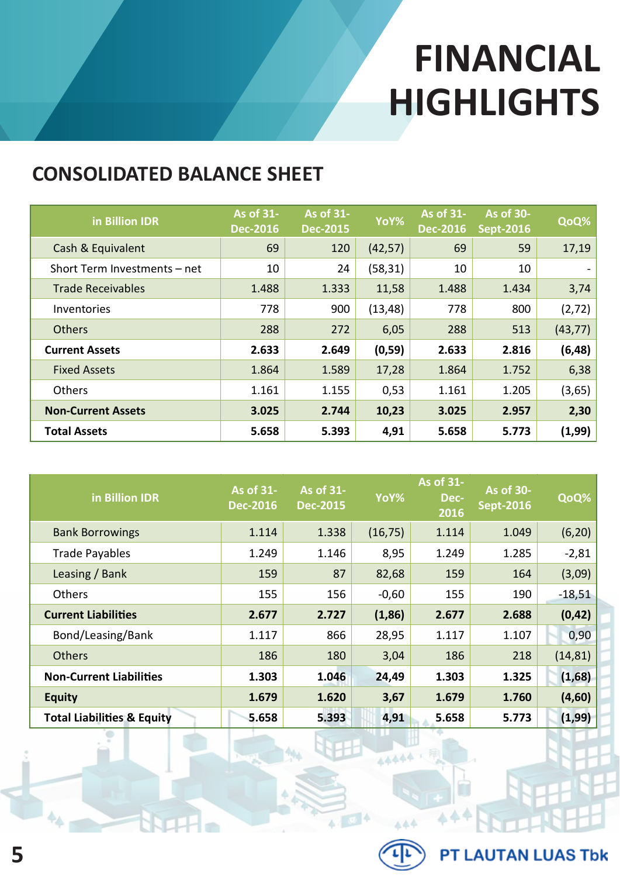# FINANCIAL HIGHLIGHTS

## CONSOLIDATED BALANCE SHEET

| in Billion IDR | As of 31-Dec-2016 | As of 31-Dec-2015 | YoY% | As of 31-Dec-2016 | As of 30-Sept-2016 | QoQ% |
|---|---|---|---|---|---|---|
| Cash & Equivalent | 69 | 120 | (42,57) | 69 | 59 | 17,19 |
| Short Term Investments – net | 10 | 24 | (58,31) | 10 | 10 | - |
| Trade Receivables | 1.488 | 1.333 | 11,58 | 1.488 | 1.434 | 3,74 |
| Inventories | 778 | 900 | (13,48) | 778 | 800 | (2,72) |
| Others | 288 | 272 | 6,05 | 288 | 513 | (43,77) |
| **Current Assets** | **2.633** | **2.649** | **(0,59)** | **2.633** | **2.816** | **(6,48)** |
| Fixed Assets | 1.864 | 1.589 | 17,28 | 1.864 | 1.752 | 6,38 |
| Others | 1.161 | 1.155 | 0,53 | 1.161 | 1.205 | (3,65) |
| **Non-Current Assets** | **3.025** | **2.744** | **10,23** | **3.025** | **2.957** | **2,30** |
| **Total Assets** | **5.658** | **5.393** | **4,91** | **5.658** | **5.773** | **(1,99)** |

| in Billion IDR | As of 31-Dec-2016 | As of 31-Dec-2015 | YoY% | As of 31-Dec-2016 | As of 30-Sept-2016 | QoQ% |
|---|---|---|---|---|---|---|
| Bank Borrowings | 1.114 | 1.338 | (16,75) | 1.114 | 1.049 | (6,20) |
| Trade Payables | 1.249 | 1.146 | 8,95 | 1.249 | 1.285 | -2,81 |
| Leasing / Bank | 159 | 87 | 82,68 | 159 | 164 | (3,09) |
| Others | 155 | 156 | -0,60 | 155 | 190 | -18,51 |
| **Current Liabilities** | **2.677** | **2.727** | **(1,86)** | **2.677** | **2.688** | **(0,42)** |
| Bond/Leasing/Bank | 1.117 | 866 | 28,95 | 1.117 | 1.107 | 0,90 |
| Others | 186 | 180 | 3,04 | 186 | 218 | (14,81) |
| **Non-Current Liabilities** | **1.303** | **1.046** | **24,49** | **1.303** | **1.325** | **(1,68)** |
| **Equity** | **1.679** | **1.620** | **3,67** | **1.679** | **1.760** | **(4,60)** |
| **Total Liabilities & Equity** | **5.658** | **5.393** | **4,91** | **5.658** | **5.773** | **(1,99)** |

PT LAUTAN LUAS Tbk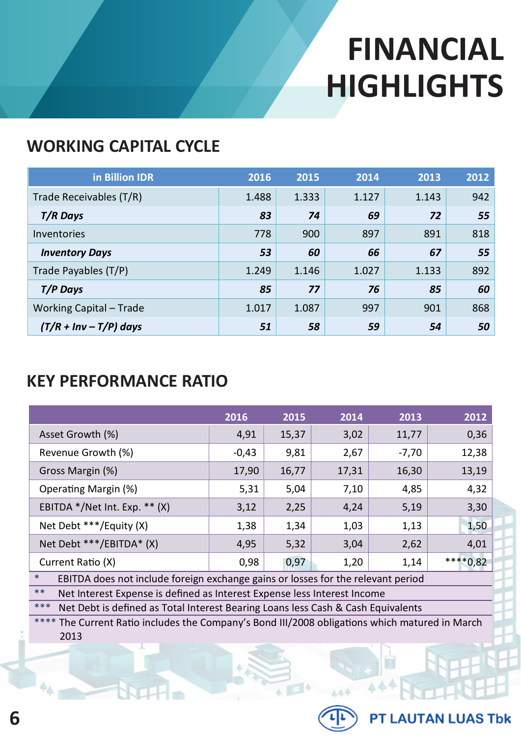# FINANCIAL HIGHLIGHTS

## WORKING CAPITAL CYCLE

| in Billion IDR | 2016 | 2015 | 2014 | 2013 | 2012 |
|---|---|---|---|---|---|
| Trade Receivables (T/R) | 1.488 | 1.333 | 1.127 | 1.143 | 942 |
| ***T/R Days*** | ***83*** | ***74*** | ***69*** | ***72*** | ***55*** |
| Inventories | 778 | 900 | 897 | 891 | 818 |
| ***Inventory Days*** | ***53*** | ***60*** | ***66*** | ***67*** | ***55*** |
| Trade Payables (T/P) | 1.249 | 1.146 | 1.027 | 1.133 | 892 |
| ***T/P Days*** | ***85*** | ***77*** | ***76*** | ***85*** | ***60*** |
| Working Capital – Trade | 1.017 | 1.087 | 997 | 901 | 868 |
| ***(T/R + Inv – T/P) days*** | ***51*** | ***58*** | ***59*** | ***54*** | ***50*** |

## KEY PERFORMANCE RATIO

| | 2016 | 2015 | 2014 | 2013 | 2012 |
|---|---|---|---|---|---|
| Asset Growth (%) | 4,91 | 15,37 | 3,02 | 11,77 | 0,36 |
| Revenue Growth (%) | -0,43 | 9,81 | 2,67 | -7,70 | 12,38 |
| Gross Margin (%) | 17,90 | 16,77 | 17,31 | 16,30 | 13,19 |
| Operating Margin (%) | 5,31 | 5,04 | 7,10 | 4,85 | 4,32 |
| EBITDA */Net Int. Exp. ** (X) | 3,12 | 2,25 | 4,24 | 5,19 | 3,30 |
| Net Debt ***/Equity (X) | 1,38 | 1,34 | 1,03 | 1,13 | 1,50 |
| Net Debt ***/EBITDA* (X) | 4,95 | 5,32 | 3,04 | 2,62 | 4,01 |
| Current Ratio (X) | 0,98 | 0,97 | 1,20 | 1,14 | ****0,82 |

\* EBITDA does not include foreign exchange gains or losses for the relevant period

** Net Interest Expense is defined as Interest Expense less Interest Income

*** Net Debt is defined as Total Interest Bearing Loans less Cash & Cash Equivalents

**** The Current Ratio includes the Company's Bond III/2008 obligations which matured in March 2013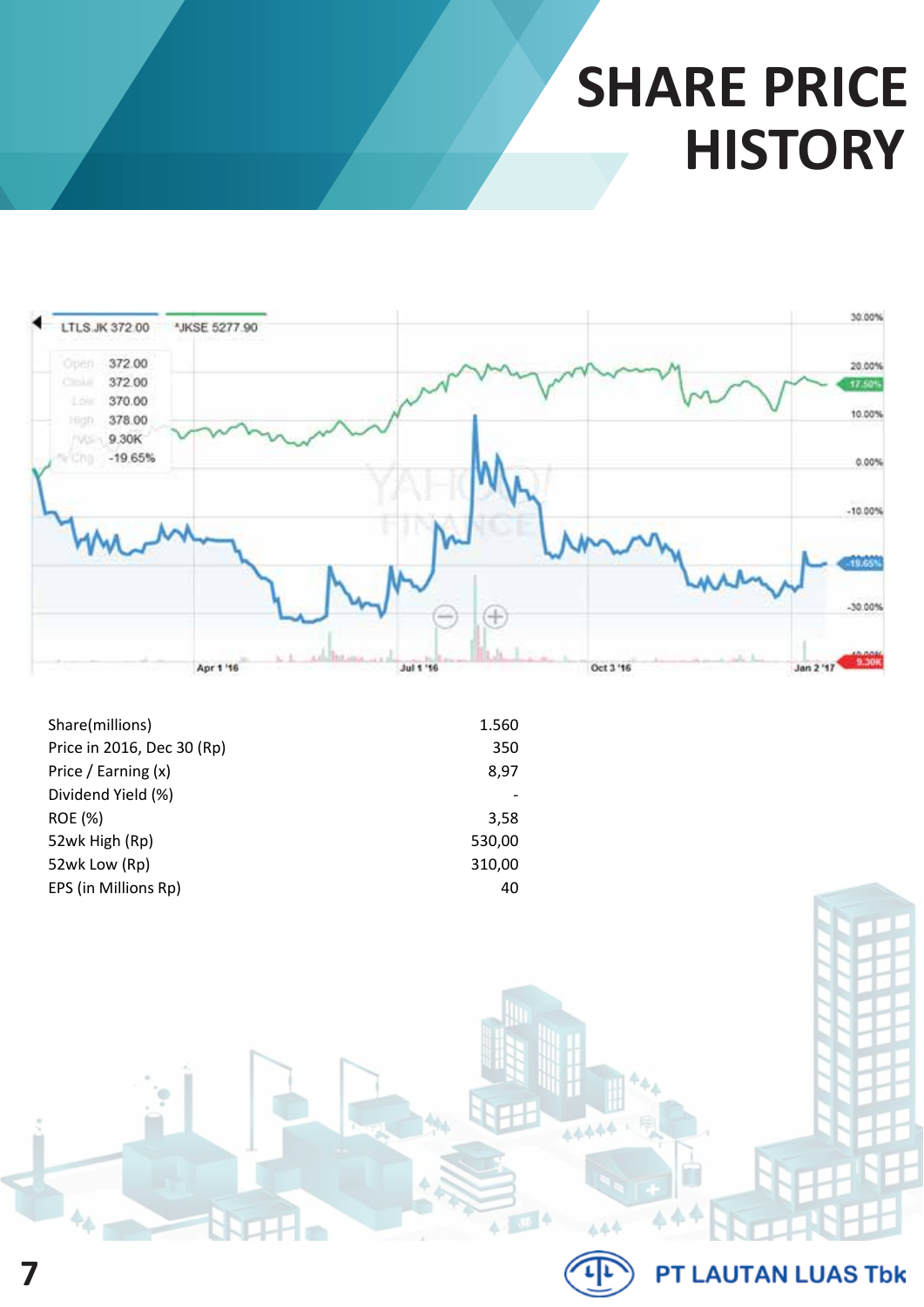# SHARE PRICE HISTORY

| | |
|---|---|
| Share(millions) | 1.560 |
| Price in 2016, Dec 30 (Rp) | 350 |
| Price / Earning (x) | 8,97 |
| Dividend Yield (%) | - |
| ROE (%) | 3,58 |
| 52wk High (Rp) | 530,00 |
| 52wk Low (Rp) | 310,00 |
| EPS (in Millions Rp) | 40 |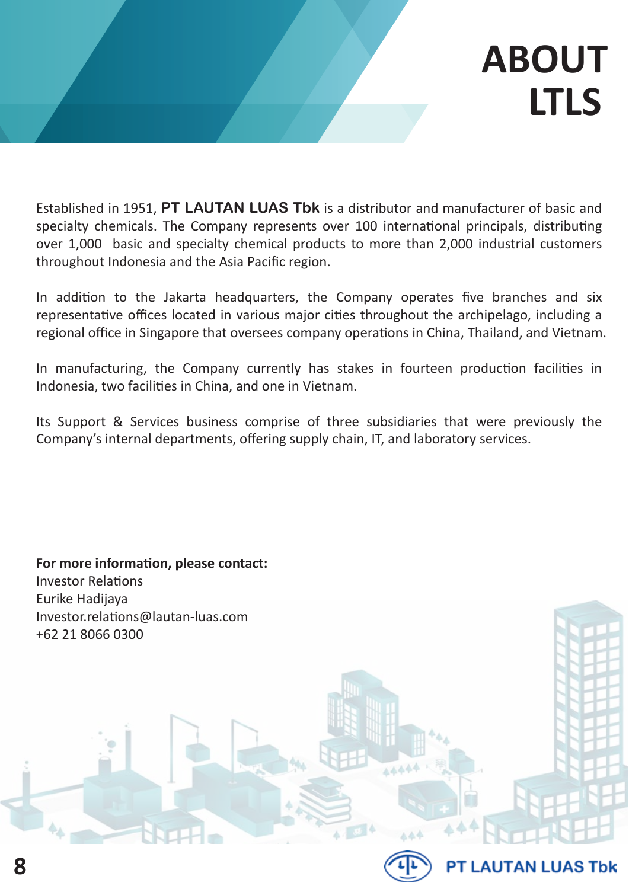# ABOUT LTLS

Established in 1951, **PT LAUTAN LUAS Tbk** is a distributor and manufacturer of basic and specialty chemicals. The Company represents over 100 international principals, distributing over 1,000 basic and specialty chemical products to more than 2,000 industrial customers throughout Indonesia and the Asia Pacific region.

In addition to the Jakarta headquarters, the Company operates five branches and six representative offices located in various major cities throughout the archipelago, including a regional office in Singapore that oversees company operations in China, Thailand, and Vietnam.

In manufacturing, the Company currently has stakes in fourteen production facilities in Indonesia, two facilities in China, and one in Vietnam.

Its Support & Services business comprise of three subsidiaries that were previously the Company's internal departments, offering supply chain, IT, and laboratory services.

**For more information, please contact:**
Investor Relations
Eurike Hadijaya
Investor.relations@lautan-luas.com
+62 21 8066 0300